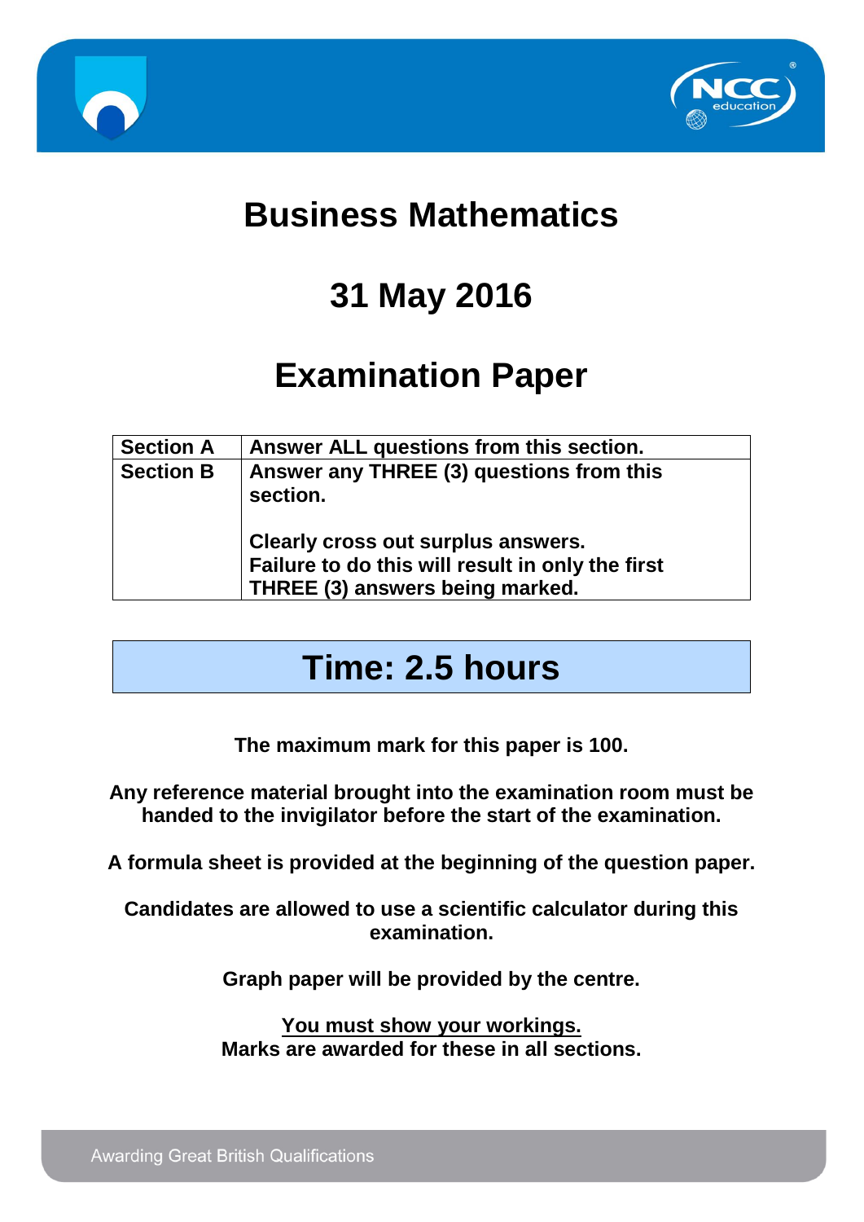# Business Mathematics

## 31 May 2016

## Examination Paper

| Section A | Answer ALL questions from this section. |
|---|---|
| Section B | Answer any THREE (3) questions from this section.<br><br>Clearly cross out surplus answers. Failure to do this will result in only the first THREE (3) answers being marked. |

## Time: 2.5 hours

**The maximum mark for this paper is 100.**

**Any reference material brought into the examination room must be handed to the invigilator before the start of the examination.**

**A formula sheet is provided at the beginning of the question paper.**

**Candidates are allowed to use a scientific calculator during this examination.**

**Graph paper will be provided by the centre.**

**You must show your workings.**
**Marks are awarded for these in all sections.**

Awarding Great British Qualifications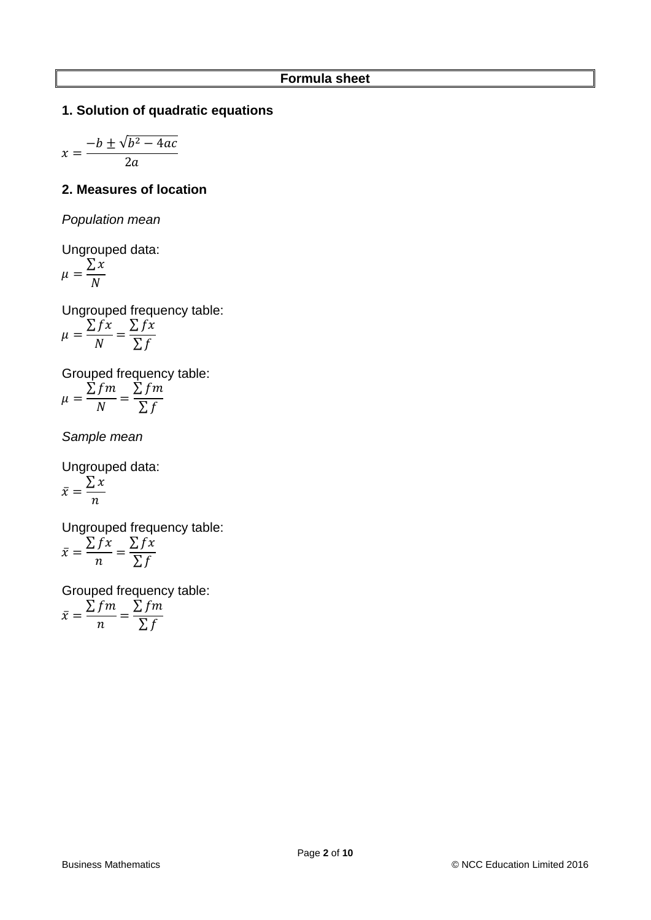## Formula sheet

### 1. Solution of quadratic equations

$$x = \frac{-b \pm \sqrt{b^2 - 4ac}}{2a}$$

### 2. Measures of location

*Population mean*

Ungrouped data:

$$\mu = \frac{\sum x}{N}$$

Ungrouped frequency table:

$$\mu = \frac{\sum fx}{N} = \frac{\sum fx}{\sum f}$$

Grouped frequency table:

$$\mu = \frac{\sum fm}{N} = \frac{\sum fm}{\sum f}$$

*Sample mean*

Ungrouped data:

$$\bar{x} = \frac{\sum x}{n}$$

Ungrouped frequency table:

$$\bar{x} = \frac{\sum fx}{n} = \frac{\sum fx}{\sum f}$$

Grouped frequency table:

$$\bar{x} = \frac{\sum fm}{n} = \frac{\sum fm}{\sum f}$$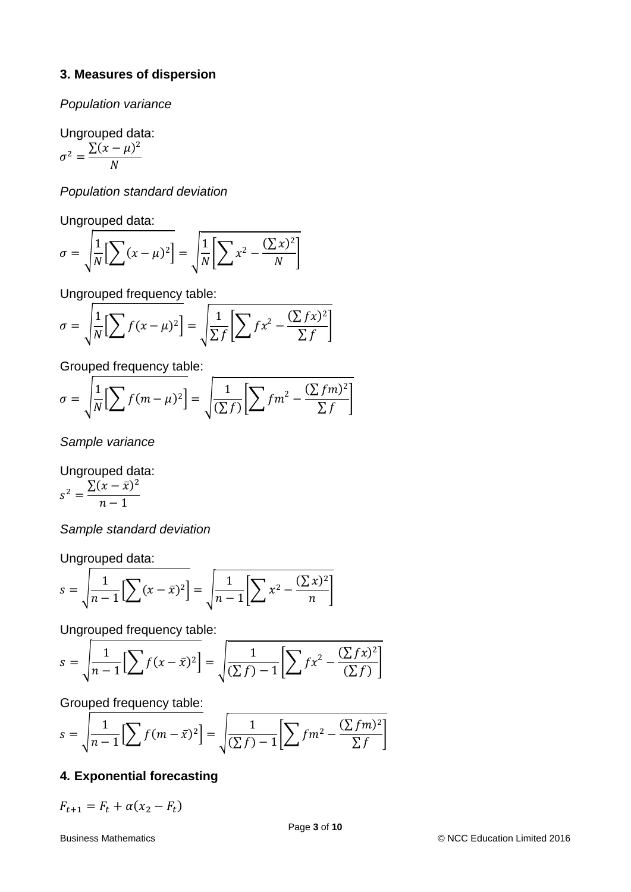### 3. Measures of dispersion

*Population variance*

Ungrouped data:

$$\sigma^2 = \frac{\sum(x-\mu)^2}{N}$$

*Population standard deviation*

Ungrouped data:

$$\sigma = \sqrt{\frac{1}{N}\left[\sum(x-\mu)^2\right]} = \sqrt{\frac{1}{N}\left[\sum x^2 - \frac{(\sum x)^2}{N}\right]}$$

Ungrouped frequency table:

$$\sigma = \sqrt{\frac{1}{N}\left[\sum f(x-\mu)^2\right]} = \sqrt{\frac{1}{\sum f}\left[\sum fx^2 - \frac{(\sum fx)^2}{\sum f}\right]}$$

Grouped frequency table:

$$\sigma = \sqrt{\frac{1}{N}\left[\sum f(m-\mu)^2\right]} = \sqrt{\frac{1}{(\sum f)}\left[\sum fm^2 - \frac{(\sum fm)^2}{\sum f}\right]}$$

*Sample variance*

Ungrouped data:

$$s^2 = \frac{\sum(x-\bar{x})^2}{n-1}$$

*Sample standard deviation*

Ungrouped data:

$$s = \sqrt{\frac{1}{n-1}\left[\sum(x-\bar{x})^2\right]} = \sqrt{\frac{1}{n-1}\left[\sum x^2 - \frac{(\sum x)^2}{n}\right]}$$

Ungrouped frequency table:

$$s = \sqrt{\frac{1}{n-1}\left[\sum f(x-\bar{x})^2\right]} = \sqrt{\frac{1}{(\sum f)-1}\left[\sum fx^2 - \frac{(\sum fx)^2}{(\sum f)}\right]}$$

Grouped frequency table:

$$s = \sqrt{\frac{1}{n-1}\left[\sum f(m-\bar{x})^2\right]} = \sqrt{\frac{1}{(\sum f)-1}\left[\sum fm^2 - \frac{(\sum fm)^2}{\sum f}\right]}$$

### 4. Exponential forecasting

$$F_{t+1} = F_t + \alpha(x_2 - F_t)$$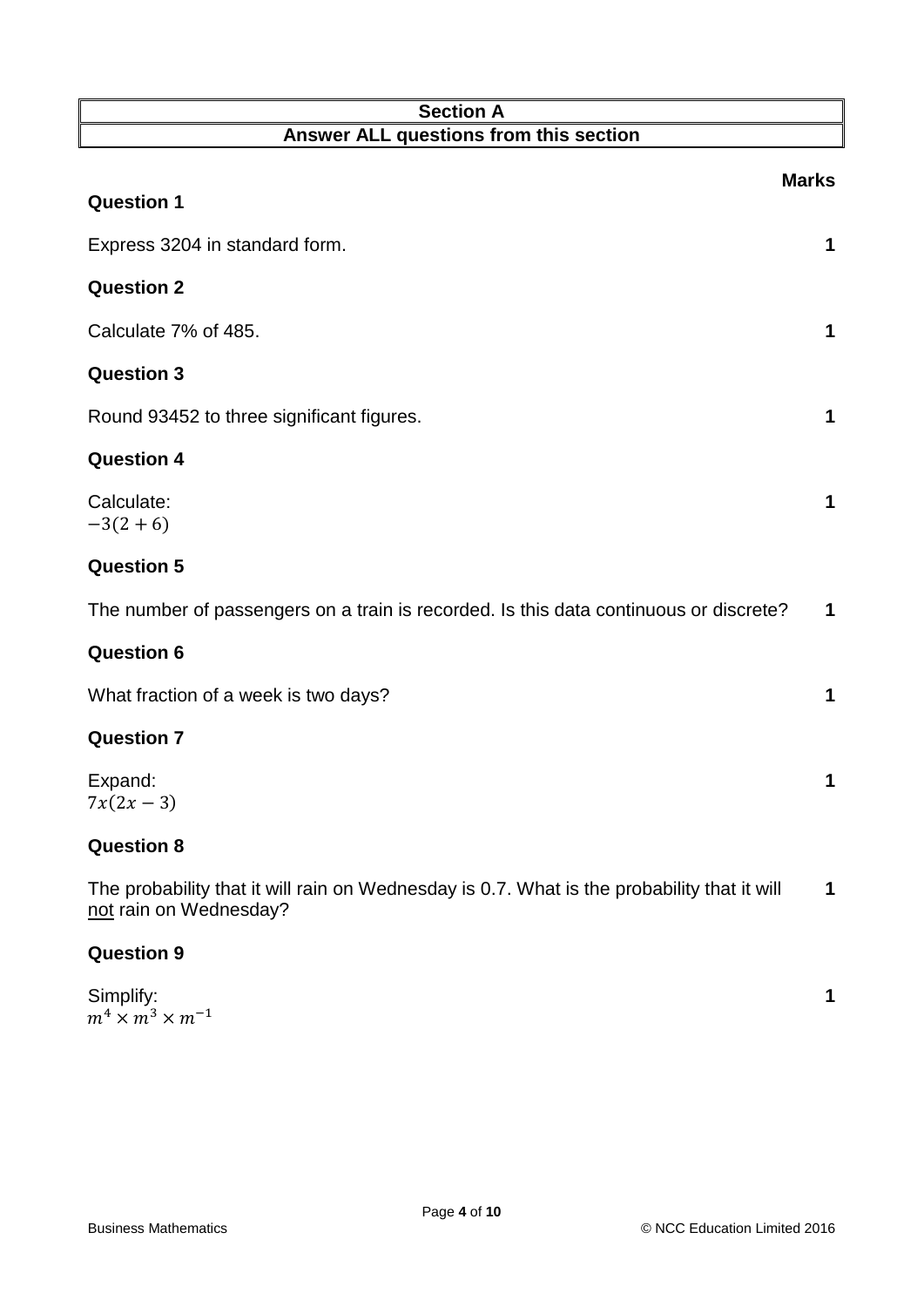| Section A |
|---|
| Answer ALL questions from this section |

**Marks**

### Question 1

Express 3204 in standard form. **1**

### Question 2

Calculate 7% of 485. **1**

### Question 3

Round 93452 to three significant figures. **1**

### Question 4

Calculate: **1**
$-3(2+6)$

### Question 5

The number of passengers on a train is recorded. Is this data continuous or discrete? **1**

### Question 6

What fraction of a week is two days? **1**

### Question 7

Expand: **1**
$7x(2x-3)$

### Question 8

The probability that it will rain on Wednesday is 0.7. What is the probability that it will not rain on Wednesday? **1**

### Question 9

Simplify: **1**
$m^4 \times m^3 \times m^{-1}$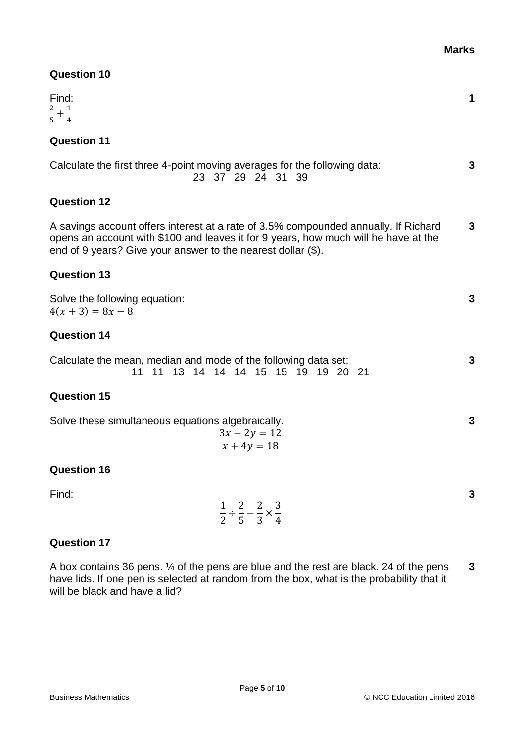**Marks**

## Question 10

Find: **1**

$\frac{2}{5} + \frac{1}{4}$

## Question 11

Calculate the first three 4-point moving averages for the following data: **3**

23 37 29 24 31 39

## Question 12

A savings account offers interest at a rate of 3.5% compounded annually. If Richard opens an account with $100 and leaves it for 9 years, how much will he have at the end of 9 years? Give your answer to the nearest dollar ($). **3**

## Question 13

Solve the following equation: **3**

$4(x + 3) = 8x - 8$

## Question 14

Calculate the mean, median and mode of the following data set: **3**

11 11 13 14 14 14 15 15 19 19 20 21

## Question 15

Solve these simultaneous equations algebraically. **3**

$$3x - 2y = 12$$
$$x + 4y = 18$$

## Question 16

Find: **3**

$$\frac{1}{2} \div \frac{2}{5} - \frac{2}{3} \times \frac{3}{4}$$

## Question 17

A box contains 36 pens. ¼ of the pens are blue and the rest are black. 24 of the pens have lids. If one pen is selected at random from the box, what is the probability that it will be black and have a lid? **3**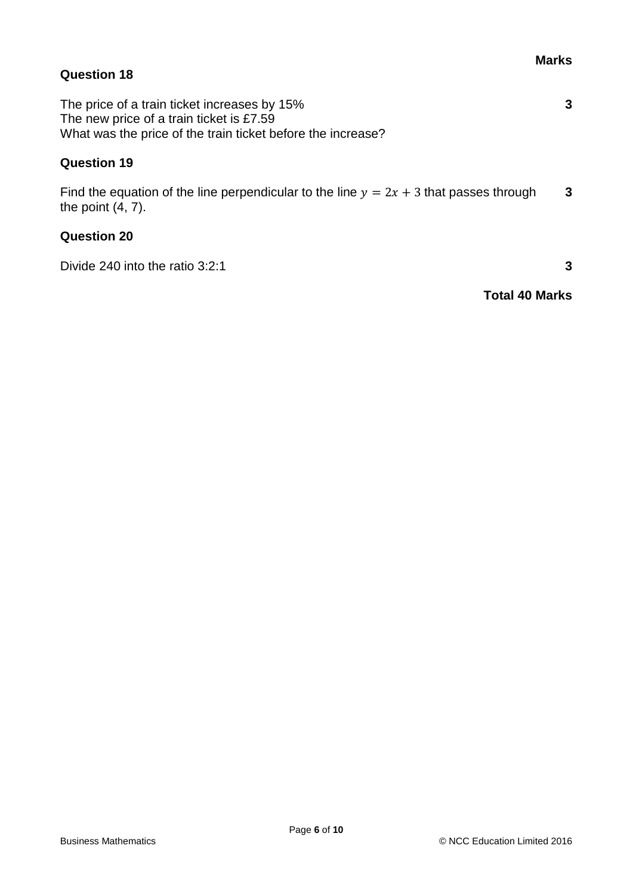**Marks**

### Question 18

The price of a train ticket increases by 15% **3**
The new price of a train ticket is £7.59
What was the price of the train ticket before the increase?

### Question 19

Find the equation of the line perpendicular to the line $y = 2x + 3$ that passes through the point (4, 7). **3**

### Question 20

Divide 240 into the ratio 3:2:1 **3**

**Total 40 Marks**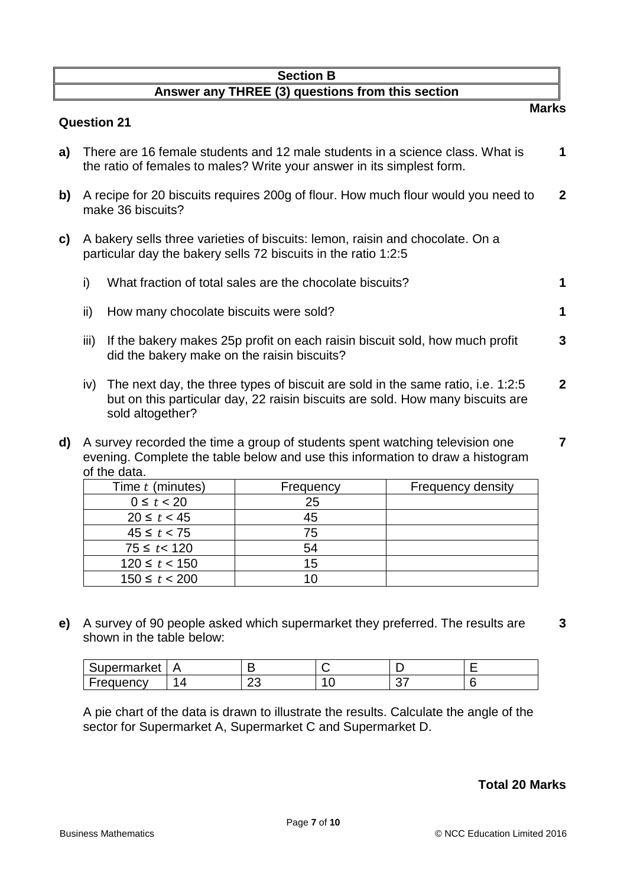## Section B

## Answer any THREE (3) questions from this section

**Marks**

### Question 21

**a)** There are 16 female students and 12 male students in a science class. What is the ratio of females to males? Write your answer in its simplest form. **1**

**b)** A recipe for 20 biscuits requires 200g of flour. How much flour would you need to make 36 biscuits? **2**

**c)** A bakery sells three varieties of biscuits: lemon, raisin and chocolate. On a particular day the bakery sells 72 biscuits in the ratio 1:2:5

i) What fraction of total sales are the chocolate biscuits? **1**

ii) How many chocolate biscuits were sold? **1**

iii) If the bakery makes 25p profit on each raisin biscuit sold, how much profit did the bakery make on the raisin biscuits? **3**

iv) The next day, the three types of biscuit are sold in the same ratio, i.e. 1:2:5 but on this particular day, 22 raisin biscuits are sold. How many biscuits are sold altogether? **2**

**d)** A survey recorded the time a group of students spent watching television one evening. Complete the table below and use this information to draw a histogram of the data. **7**

| Time $t$ (minutes) | Frequency | Frequency density |
|---|---|---|
| $0 \le t < 20$ | 25 | |
| $20 \le t < 45$ | 45 | |
| $45 \le t < 75$ | 75 | |
| $75 \le t < 120$ | 54 | |
| $120 \le t < 150$ | 15 | |
| $150 \le t < 200$ | 10 | |

**e)** A survey of 90 people asked which supermarket they preferred. The results are shown in the table below: **3**

| Supermarket | A | B | C | D | E |
|---|---|---|---|---|---|
| Frequency | 14 | 23 | 10 | 37 | 6 |

A pie chart of the data is drawn to illustrate the results. Calculate the angle of the sector for Supermarket A, Supermarket C and Supermarket D.

**Total 20 Marks**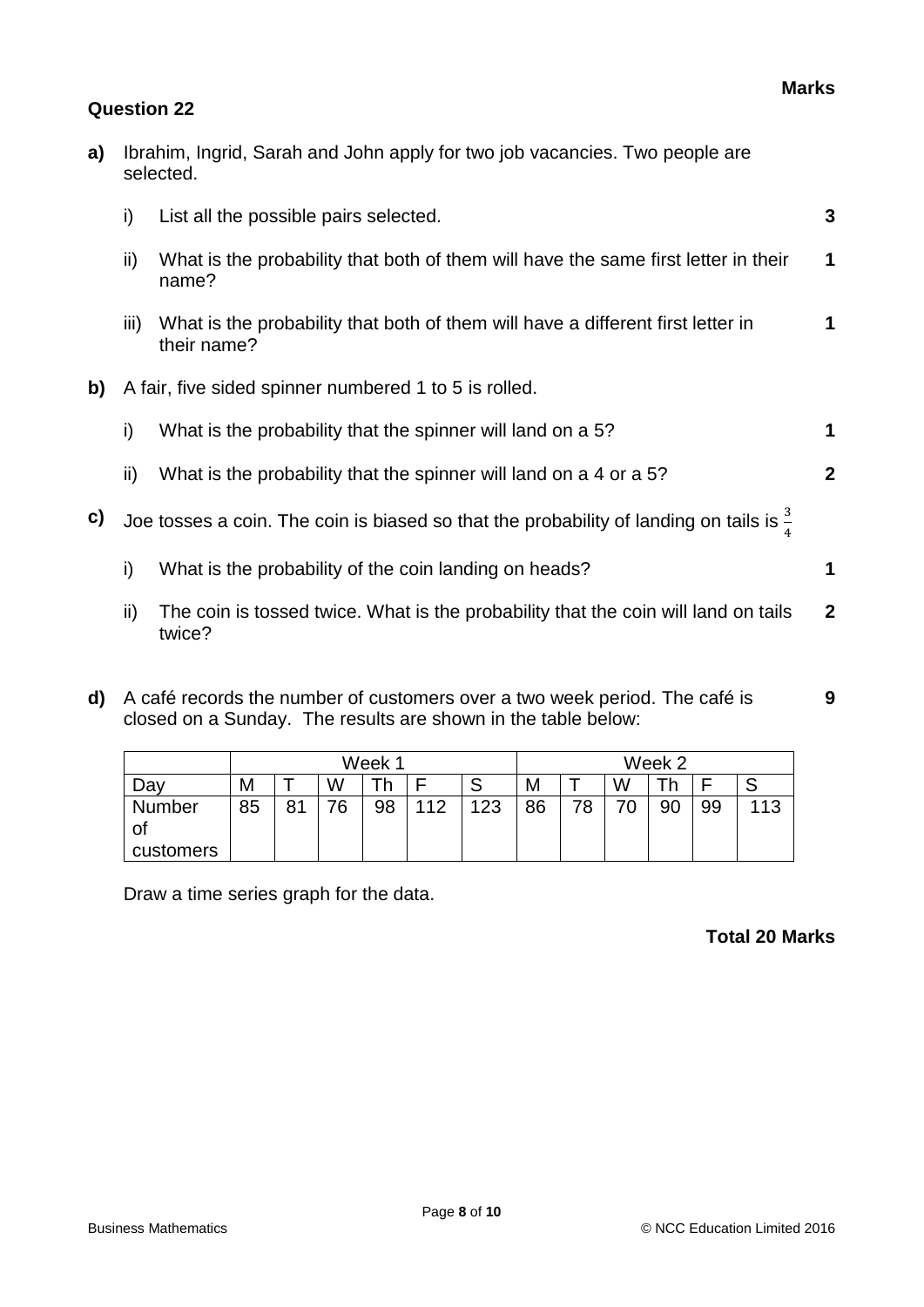**Marks**

### Question 22

**a)** Ibrahim, Ingrid, Sarah and John apply for two job vacancies. Two people are selected.

i) List all the possible pairs selected. **3**

ii) What is the probability that both of them will have the same first letter in their name? **1**

iii) What is the probability that both of them will have a different first letter in their name? **1**

**b)** A fair, five sided spinner numbered 1 to 5 is rolled.

i) What is the probability that the spinner will land on a 5? **1**

ii) What is the probability that the spinner will land on a 4 or a 5? **2**

**c)** Joe tosses a coin. The coin is biased so that the probability of landing on tails is $\frac{3}{4}$

i) What is the probability of the coin landing on heads? **1**

ii) The coin is tossed twice. What is the probability that the coin will land on tails twice? **2**

**d)** A café records the number of customers over a two week period. The café is closed on a Sunday. The results are shown in the table below: **9**

| | Week 1 | | | | | | Week 2 | | | | | |
|---|---|---|---|---|---|---|---|---|---|---|---|---|
| Day | M | T | W | Th | F | S | M | T | W | Th | F | S |
| Number of customers | 85 | 81 | 76 | 98 | 112 | 123 | 86 | 78 | 70 | 90 | 99 | 113 |

Draw a time series graph for the data.

**Total 20 Marks**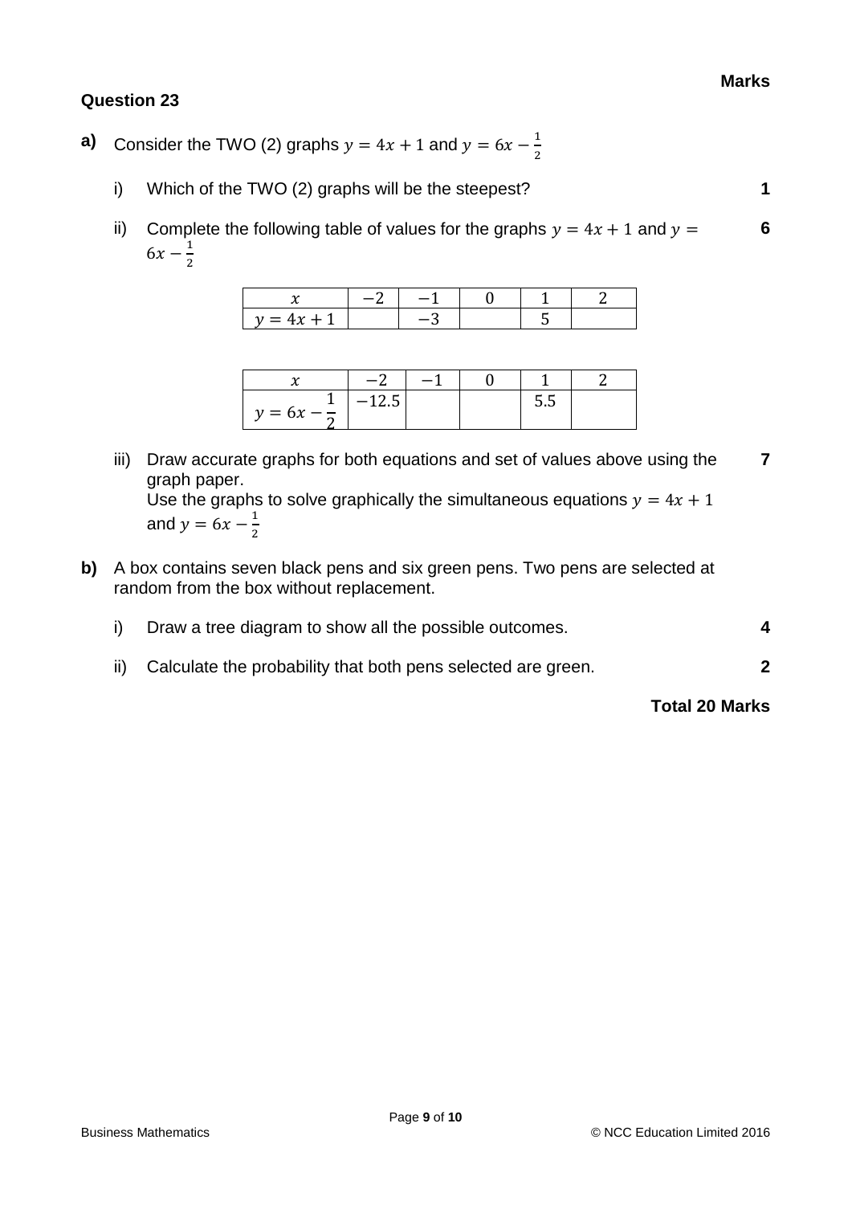**Marks**

## Question 23

**a)** Consider the TWO (2) graphs $y = 4x + 1$ and $y = 6x - \frac{1}{2}$

i) Which of the TWO (2) graphs will be the steepest? **1**

ii) Complete the following table of values for the graphs $y = 4x + 1$ and $y = 6x - \frac{1}{2}$ **6**

| $x$ | $-2$ | $-1$ | $0$ | $1$ | $2$ |
|---|---|---|---|---|---|
| $y = 4x + 1$ | | $-3$ | | $5$ | |

| $x$ | $-2$ | $-1$ | $0$ | $1$ | $2$ |
|---|---|---|---|---|---|
| $y = 6x - \frac{1}{2}$ | $-12.5$ | | | $5.5$ | |

iii) Draw accurate graphs for both equations and set of values above using the graph paper. **7**
Use the graphs to solve graphically the simultaneous equations $y = 4x + 1$ and $y = 6x - \frac{1}{2}$

**b)** A box contains seven black pens and six green pens. Two pens are selected at random from the box without replacement.

i) Draw a tree diagram to show all the possible outcomes. **4**

ii) Calculate the probability that both pens selected are green. **2**

**Total 20 Marks**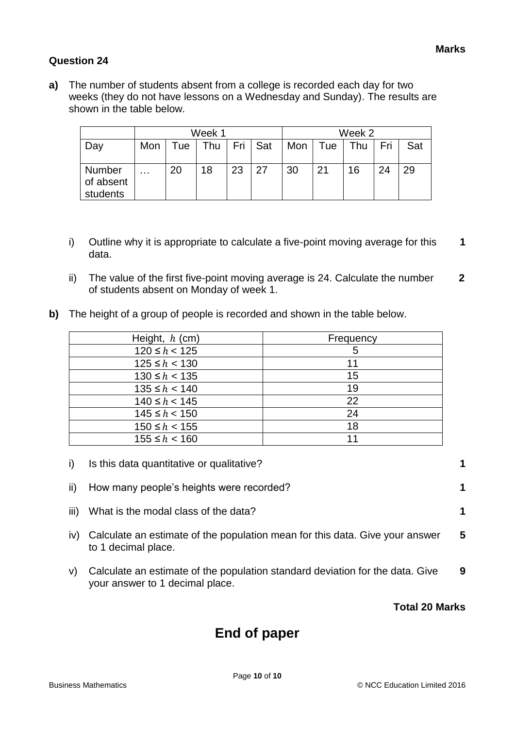**Marks**

## Question 24

**a)** The number of students absent from a college is recorded each day for two weeks (they do not have lessons on a Wednesday and Sunday). The results are shown in the table below.

| | Week 1 | | | | | Week 2 | | | | |
|---|---|---|---|---|---|---|---|---|---|---|
| Day | Mon | Tue | Thu | Fri | Sat | Mon | Tue | Thu | Fri | Sat |
| Number of absent students | … | 20 | 18 | 23 | 27 | 30 | 21 | 16 | 24 | 29 |

i) Outline why it is appropriate to calculate a five-point moving average for this data. **1**

ii) The value of the first five-point moving average is 24. Calculate the number of students absent on Monday of week 1. **2**

**b)** The height of a group of people is recorded and shown in the table below.

| Height, $h$ (cm) | Frequency |
|---|---|
| $120 \leq h < 125$ | 5 |
| $125 \leq h < 130$ | 11 |
| $130 \leq h < 135$ | 15 |
| $135 \leq h < 140$ | 19 |
| $140 \leq h < 145$ | 22 |
| $145 \leq h < 150$ | 24 |
| $150 \leq h < 155$ | 18 |
| $155 \leq h < 160$ | 11 |

i) Is this data quantitative or qualitative? **1**

ii) How many people's heights were recorded? **1**

iii) What is the modal class of the data? **1**

iv) Calculate an estimate of the population mean for this data. Give your answer to 1 decimal place. **5**

v) Calculate an estimate of the population standard deviation for the data. Give your answer to 1 decimal place. **9**

**Total 20 Marks**

# End of paper